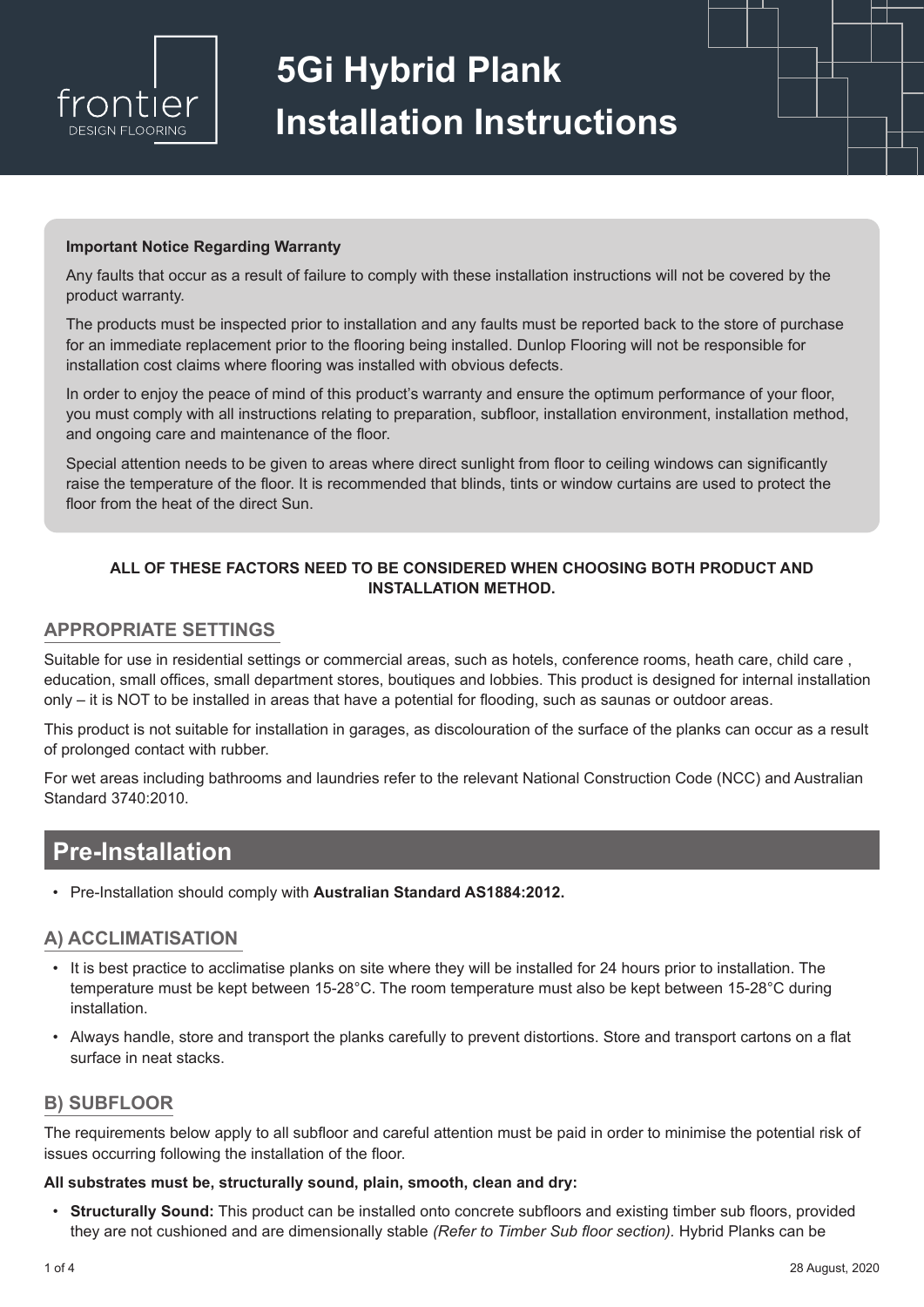frontier
DESIGN FLOORING

# 5Gi Hybrid Plank Installation Instructions

**Important Notice Regarding Warranty**

Any faults that occur as a result of failure to comply with these installation instructions will not be covered by the product warranty.

The products must be inspected prior to installation and any faults must be reported back to the store of purchase for an immediate replacement prior to the flooring being installed. Dunlop Flooring will not be responsible for installation cost claims where flooring was installed with obvious defects.

In order to enjoy the peace of mind of this product's warranty and ensure the optimum performance of your floor, you must comply with all instructions relating to preparation, subfloor, installation environment, installation method, and ongoing care and maintenance of the floor.

Special attention needs to be given to areas where direct sunlight from floor to ceiling windows can significantly raise the temperature of the floor. It is recommended that blinds, tints or window curtains are used to protect the floor from the heat of the direct Sun.

**ALL OF THESE FACTORS NEED TO BE CONSIDERED WHEN CHOOSING BOTH PRODUCT AND INSTALLATION METHOD.**

### APPROPRIATE SETTINGS

Suitable for use in residential settings or commercial areas, such as hotels, conference rooms, heath care, child care , education, small offices, small department stores, boutiques and lobbies. This product is designed for internal installation only – it is NOT to be installed in areas that have a potential for flooding, such as saunas or outdoor areas.

This product is not suitable for installation in garages, as discolouration of the surface of the planks can occur as a result of prolonged contact with rubber.

For wet areas including bathrooms and laundries refer to the relevant National Construction Code (NCC) and Australian Standard 3740:2010.

## Pre-Installation

- Pre-Installation should comply with **Australian Standard AS1884:2012.**

### A) ACCLIMATISATION

- It is best practice to acclimatise planks on site where they will be installed for 24 hours prior to installation. The temperature must be kept between 15-28°C. The room temperature must also be kept between 15-28°C during installation.
- Always handle, store and transport the planks carefully to prevent distortions. Store and transport cartons on a flat surface in neat stacks.

### B) SUBFLOOR

The requirements below apply to all subfloor and careful attention must be paid in order to minimise the potential risk of issues occurring following the installation of the floor.

**All substrates must be, structurally sound, plain, smooth, clean and dry:**

- **Structurally Sound:** This product can be installed onto concrete subfloors and existing timber sub floors, provided they are not cushioned and are dimensionally stable *(Refer to Timber Sub floor section).* Hybrid Planks can be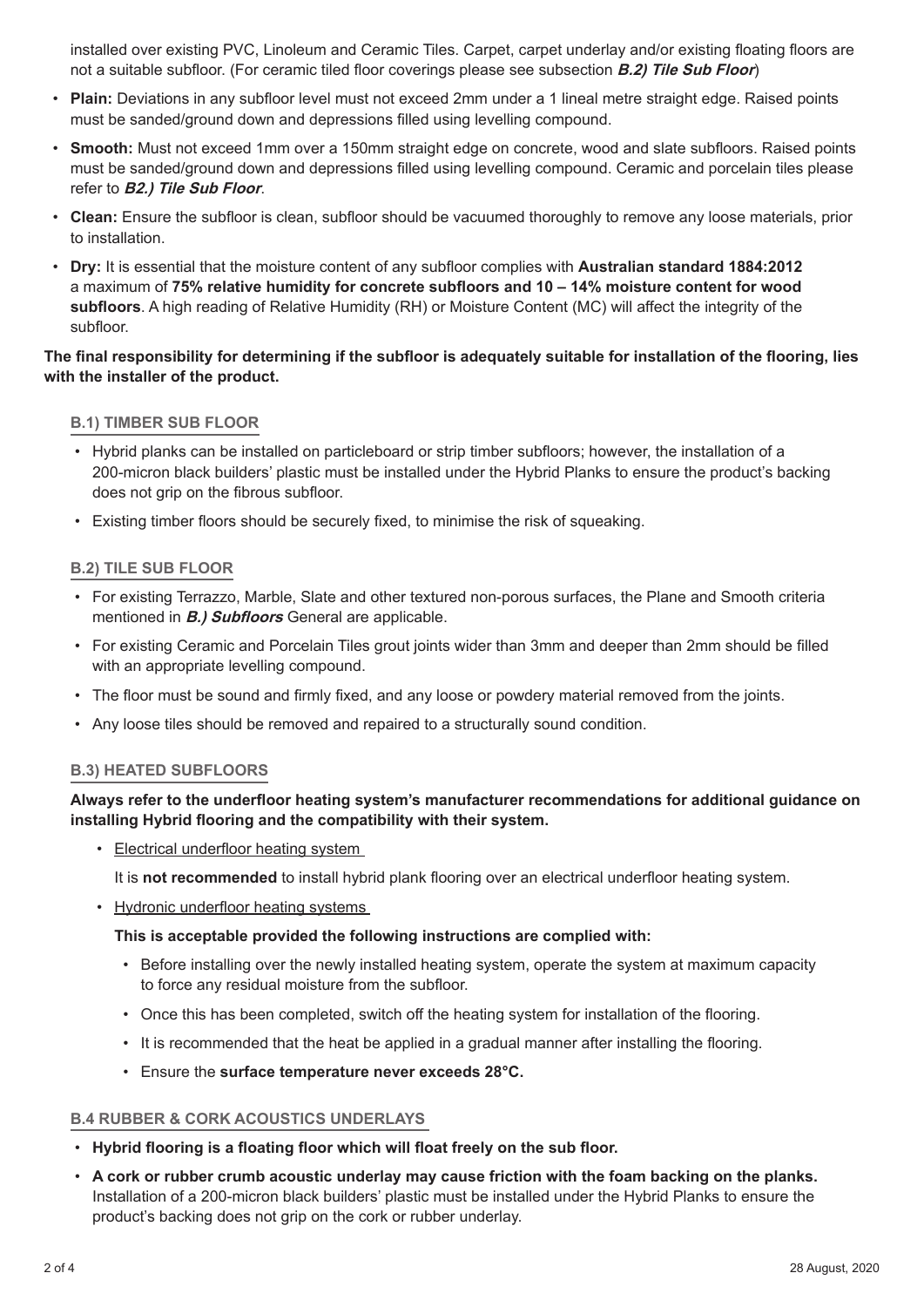installed over existing PVC, Linoleum and Ceramic Tiles. Carpet, carpet underlay and/or existing floating floors are not a suitable subfloor. (For ceramic tiled floor coverings please see subsection ***B.2) Tile Sub Floor***)

- **Plain:** Deviations in any subfloor level must not exceed 2mm under a 1 lineal metre straight edge. Raised points must be sanded/ground down and depressions filled using levelling compound.
- **Smooth:** Must not exceed 1mm over a 150mm straight edge on concrete, wood and slate subfloors. Raised points must be sanded/ground down and depressions filled using levelling compound. Ceramic and porcelain tiles please refer to ***B2.) Tile Sub Floor***.
- **Clean:** Ensure the subfloor is clean, subfloor should be vacuumed thoroughly to remove any loose materials, prior to installation.
- **Dry:** It is essential that the moisture content of any subfloor complies with **Australian standard 1884:2012** a maximum of **75% relative humidity for concrete subfloors and 10 – 14% moisture content for wood subfloors**. A high reading of Relative Humidity (RH) or Moisture Content (MC) will affect the integrity of the subfloor.

**The final responsibility for determining if the subfloor is adequately suitable for installation of the flooring, lies with the installer of the product.**

### B.1) TIMBER SUB FLOOR

- Hybrid planks can be installed on particleboard or strip timber subfloors; however, the installation of a 200-micron black builders' plastic must be installed under the Hybrid Planks to ensure the product's backing does not grip on the fibrous subfloor.
- Existing timber floors should be securely fixed, to minimise the risk of squeaking.

### B.2) TILE SUB FLOOR

- For existing Terrazzo, Marble, Slate and other textured non-porous surfaces, the Plane and Smooth criteria mentioned in ***B.) Subfloors*** General are applicable.
- For existing Ceramic and Porcelain Tiles grout joints wider than 3mm and deeper than 2mm should be filled with an appropriate levelling compound.
- The floor must be sound and firmly fixed, and any loose or powdery material removed from the joints.
- Any loose tiles should be removed and repaired to a structurally sound condition.

### B.3) HEATED SUBFLOORS

**Always refer to the underfloor heating system's manufacturer recommendations for additional guidance on installing Hybrid flooring and the compatibility with their system.**

- Electrical underfloor heating system

  It is **not recommended** to install hybrid plank flooring over an electrical underfloor heating system.

- Hydronic underfloor heating systems

  **This is acceptable provided the following instructions are complied with:**

  - Before installing over the newly installed heating system, operate the system at maximum capacity to force any residual moisture from the subfloor.
  - Once this has been completed, switch off the heating system for installation of the flooring.
  - It is recommended that the heat be applied in a gradual manner after installing the flooring.
  - Ensure the **surface temperature never exceeds 28°C.**

### B.4 RUBBER & CORK ACOUSTICS UNDERLAYS

- **Hybrid flooring is a floating floor which will float freely on the sub floor.**
- **A cork or rubber crumb acoustic underlay may cause friction with the foam backing on the planks.** Installation of a 200-micron black builders' plastic must be installed under the Hybrid Planks to ensure the product's backing does not grip on the cork or rubber underlay.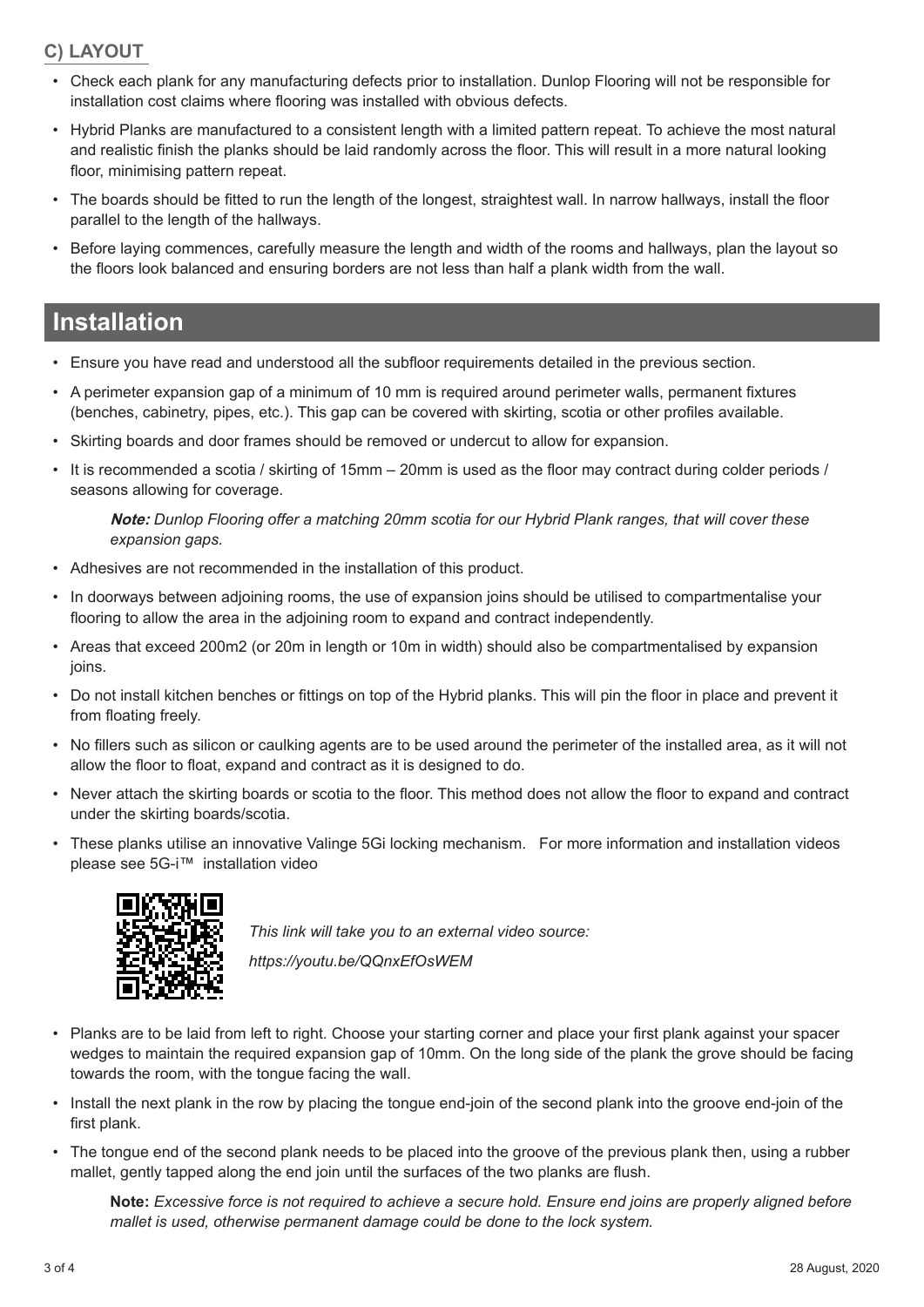## C) LAYOUT

- Check each plank for any manufacturing defects prior to installation. Dunlop Flooring will not be responsible for installation cost claims where flooring was installed with obvious defects.
- Hybrid Planks are manufactured to a consistent length with a limited pattern repeat. To achieve the most natural and realistic finish the planks should be laid randomly across the floor. This will result in a more natural looking floor, minimising pattern repeat.
- The boards should be fitted to run the length of the longest, straightest wall. In narrow hallways, install the floor parallel to the length of the hallways.
- Before laying commences, carefully measure the length and width of the rooms and hallways, plan the layout so the floors look balanced and ensuring borders are not less than half a plank width from the wall.

# Installation

- Ensure you have read and understood all the subfloor requirements detailed in the previous section.
- A perimeter expansion gap of a minimum of 10 mm is required around perimeter walls, permanent fixtures (benches, cabinetry, pipes, etc.). This gap can be covered with skirting, scotia or other profiles available.
- Skirting boards and door frames should be removed or undercut to allow for expansion.
- It is recommended a scotia / skirting of 15mm – 20mm is used as the floor may contract during colder periods / seasons allowing for coverage.

  ***Note:*** *Dunlop Flooring offer a matching 20mm scotia for our Hybrid Plank ranges, that will cover these expansion gaps.*

- Adhesives are not recommended in the installation of this product.
- In doorways between adjoining rooms, the use of expansion joins should be utilised to compartmentalise your flooring to allow the area in the adjoining room to expand and contract independently.
- Areas that exceed 200m2 (or 20m in length or 10m in width) should also be compartmentalised by expansion joins.
- Do not install kitchen benches or fittings on top of the Hybrid planks. This will pin the floor in place and prevent it from floating freely.
- No fillers such as silicon or caulking agents are to be used around the perimeter of the installed area, as it will not allow the floor to float, expand and contract as it is designed to do.
- Never attach the skirting boards or scotia to the floor. This method does not allow the floor to expand and contract under the skirting boards/scotia.
- These planks utilise an innovative Valinge 5Gi locking mechanism. For more information and installation videos please see 5G-i™ installation video

  *This link will take you to an external video source:*

  *https://youtu.be/QQnxEfOsWEM*

- Planks are to be laid from left to right. Choose your starting corner and place your first plank against your spacer wedges to maintain the required expansion gap of 10mm. On the long side of the plank the grove should be facing towards the room, with the tongue facing the wall.
- Install the next plank in the row by placing the tongue end-join of the second plank into the groove end-join of the first plank.
- The tongue end of the second plank needs to be placed into the groove of the previous plank then, using a rubber mallet, gently tapped along the end join until the surfaces of the two planks are flush.

  **Note:** *Excessive force is not required to achieve a secure hold. Ensure end joins are properly aligned before mallet is used, otherwise permanent damage could be done to the lock system.*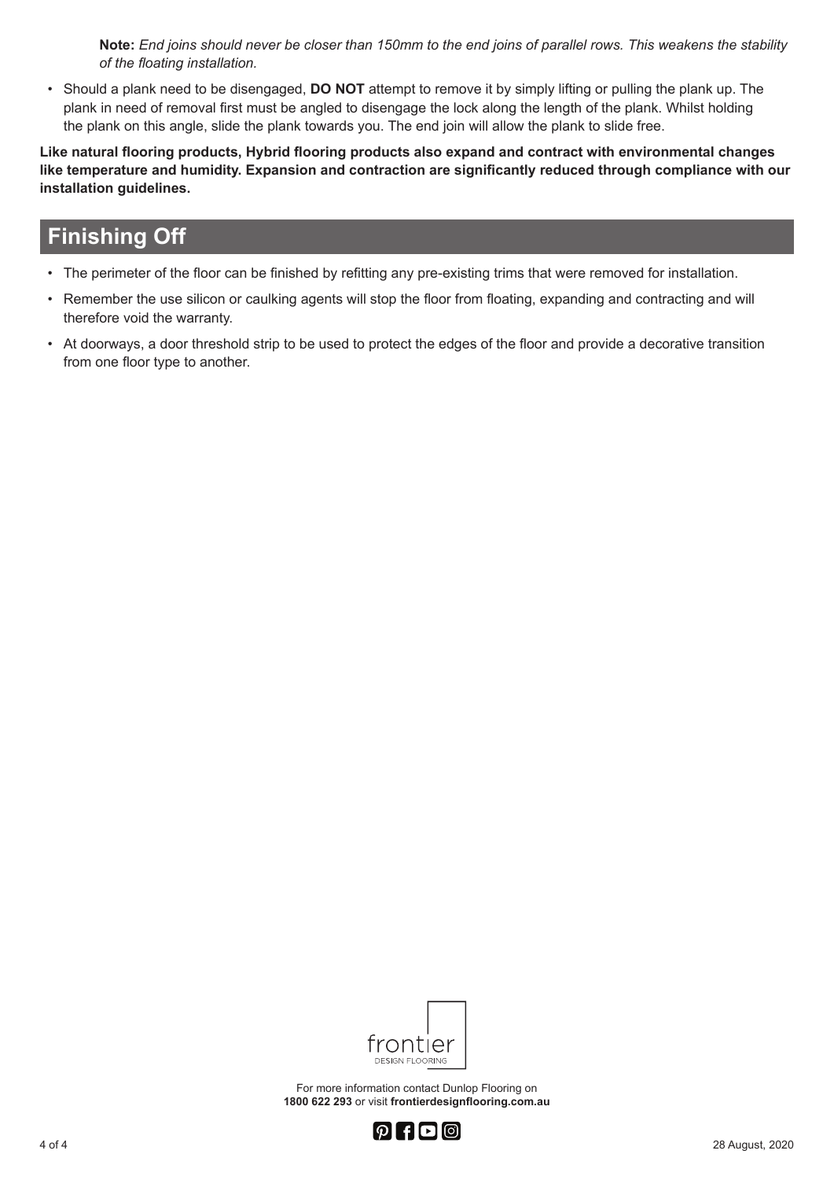**Note:** *End joins should never be closer than 150mm to the end joins of parallel rows. This weakens the stability of the floating installation.*

- Should a plank need to be disengaged, **DO NOT** attempt to remove it by simply lifting or pulling the plank up. The plank in need of removal first must be angled to disengage the lock along the length of the plank. Whilst holding the plank on this angle, slide the plank towards you. The end join will allow the plank to slide free.

**Like natural flooring products, Hybrid flooring products also expand and contract with environmental changes like temperature and humidity. Expansion and contraction are significantly reduced through compliance with our installation guidelines.**

## Finishing Off

- The perimeter of the floor can be finished by refitting any pre-existing trims that were removed for installation.
- Remember the use silicon or caulking agents will stop the floor from floating, expanding and contracting and will therefore void the warranty.
- At doorways, a door threshold strip to be used to protect the edges of the floor and provide a decorative transition from one floor type to another.

frontier
DESIGN FLOORING

For more information contact Dunlop Flooring on
**1800 622 293** or visit **frontierdesignflooring.com.au**

28 August, 2020